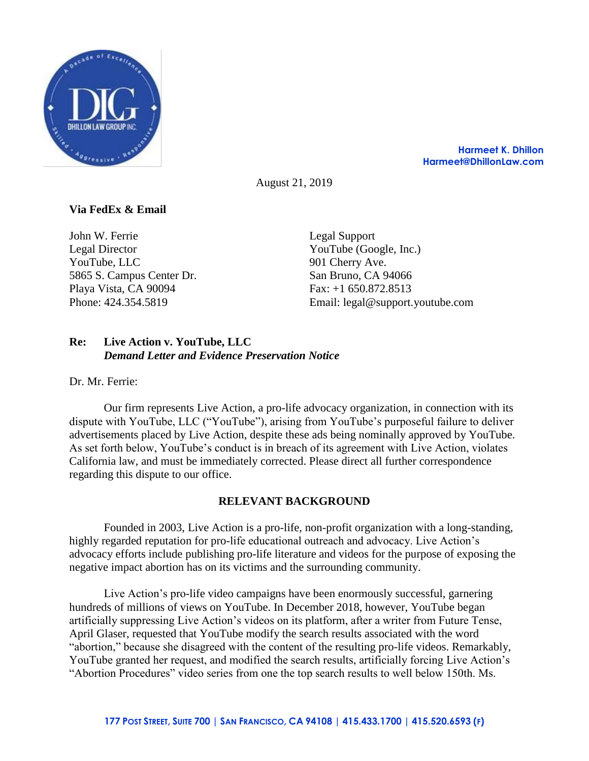Harmeet K. Dhillon
Harmeet@DhillonLaw.com

August 21, 2019

**Via FedEx & Email**

John W. Ferrie
Legal Director
YouTube, LLC
5865 S. Campus Center Dr.
Playa Vista, CA 90094
Phone: 424.354.5819

Legal Support
YouTube (Google, Inc.)
901 Cherry Ave.
San Bruno, CA 94066
Fax: +1 650.872.8513
Email: legal@support.youtube.com

**Re: Live Action v. YouTube, LLC**
***Demand Letter and Evidence Preservation Notice***

Dr. Mr. Ferrie:

Our firm represents Live Action, a pro-life advocacy organization, in connection with its dispute with YouTube, LLC ("YouTube"), arising from YouTube's purposeful failure to deliver advertisements placed by Live Action, despite these ads being nominally approved by YouTube. As set forth below, YouTube's conduct is in breach of its agreement with Live Action, violates California law, and must be immediately corrected. Please direct all further correspondence regarding this dispute to our office.

## RELEVANT BACKGROUND

Founded in 2003, Live Action is a pro-life, non-profit organization with a long-standing, highly regarded reputation for pro-life educational outreach and advocacy. Live Action's advocacy efforts include publishing pro-life literature and videos for the purpose of exposing the negative impact abortion has on its victims and the surrounding community.

Live Action's pro-life video campaigns have been enormously successful, garnering hundreds of millions of views on YouTube. In December 2018, however, YouTube began artificially suppressing Live Action's videos on its platform, after a writer from Future Tense, April Glaser, requested that YouTube modify the search results associated with the word "abortion," because she disagreed with the content of the resulting pro-life videos. Remarkably, YouTube granted her request, and modified the search results, artificially forcing Live Action's "Abortion Procedures" video series from one the top search results to well below 150th. Ms.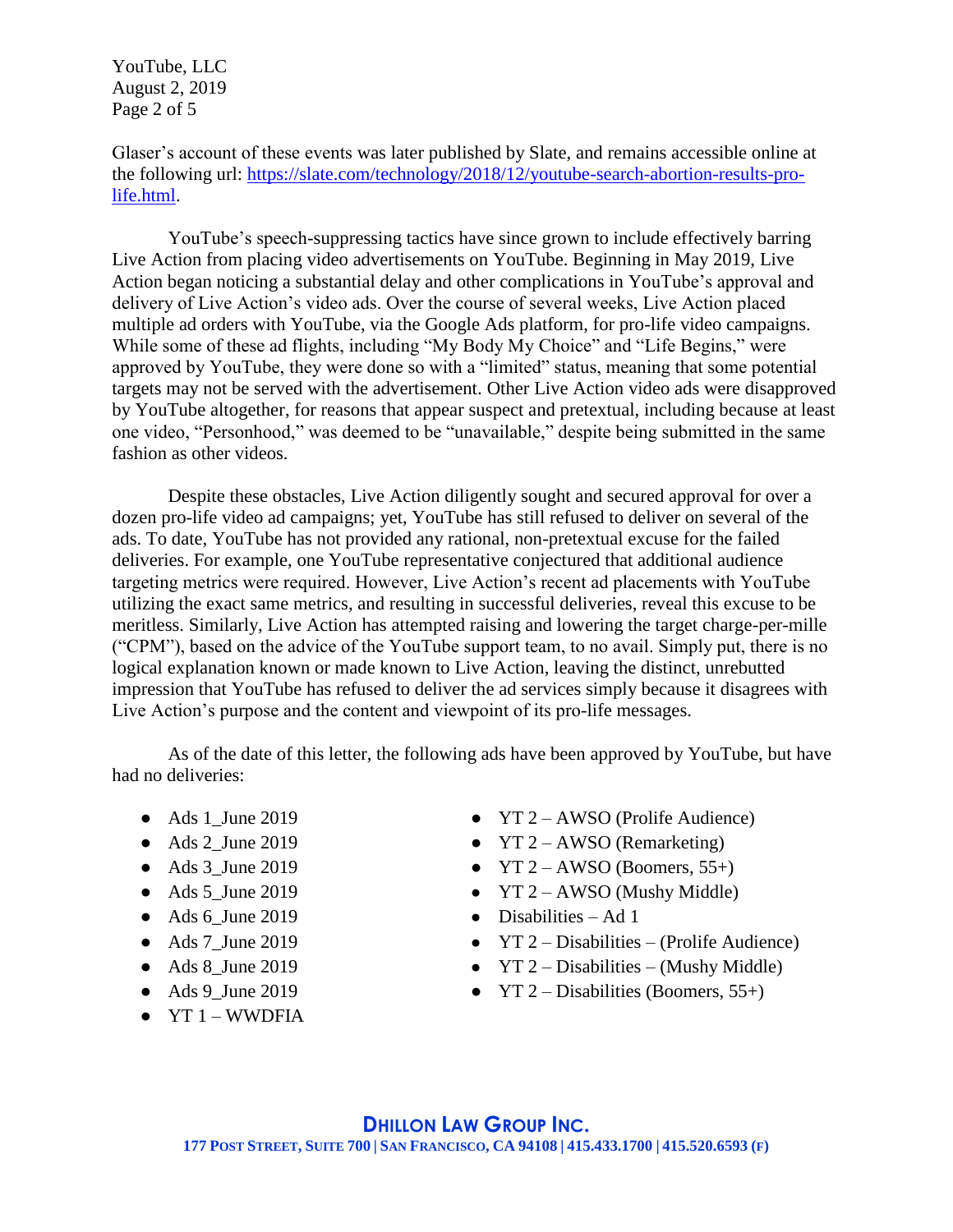Glaser's account of these events was later published by Slate, and remains accessible online at the following url: https://slate.com/technology/2018/12/youtube-search-abortion-results-pro-life.html.

YouTube's speech-suppressing tactics have since grown to include effectively barring Live Action from placing video advertisements on YouTube. Beginning in May 2019, Live Action began noticing a substantial delay and other complications in YouTube's approval and delivery of Live Action's video ads. Over the course of several weeks, Live Action placed multiple ad orders with YouTube, via the Google Ads platform, for pro-life video campaigns. While some of these ad flights, including "My Body My Choice" and "Life Begins," were approved by YouTube, they were done so with a "limited" status, meaning that some potential targets may not be served with the advertisement. Other Live Action video ads were disapproved by YouTube altogether, for reasons that appear suspect and pretextual, including because at least one video, "Personhood," was deemed to be "unavailable," despite being submitted in the same fashion as other videos.

Despite these obstacles, Live Action diligently sought and secured approval for over a dozen pro-life video ad campaigns; yet, YouTube has still refused to deliver on several of the ads. To date, YouTube has not provided any rational, non-pretextual excuse for the failed deliveries. For example, one YouTube representative conjectured that additional audience targeting metrics were required. However, Live Action's recent ad placements with YouTube utilizing the exact same metrics, and resulting in successful deliveries, reveal this excuse to be meritless. Similarly, Live Action has attempted raising and lowering the target charge-per-mille ("CPM"), based on the advice of the YouTube support team, to no avail. Simply put, there is no logical explanation known or made known to Live Action, leaving the distinct, unrebutted impression that YouTube has refused to deliver the ad services simply because it disagrees with Live Action's purpose and the content and viewpoint of its pro-life messages.

As of the date of this letter, the following ads have been approved by YouTube, but have had no deliveries:

- Ads 1_June 2019
- Ads 2_June 2019
- Ads 3_June 2019
- Ads 5_June 2019
- Ads 6_June 2019
- Ads 7_June 2019
- Ads 8_June 2019
- Ads 9_June 2019
- YT 1 – WWDFIA
- YT 2 – AWSO (Prolife Audience)
- YT 2 – AWSO (Remarketing)
- YT 2 – AWSO (Boomers, 55+)
- YT 2 – AWSO (Mushy Middle)
- Disabilities – Ad 1
- YT 2 – Disabilities – (Prolife Audience)
- YT 2 – Disabilities – (Mushy Middle)
- YT 2 – Disabilities (Boomers, 55+)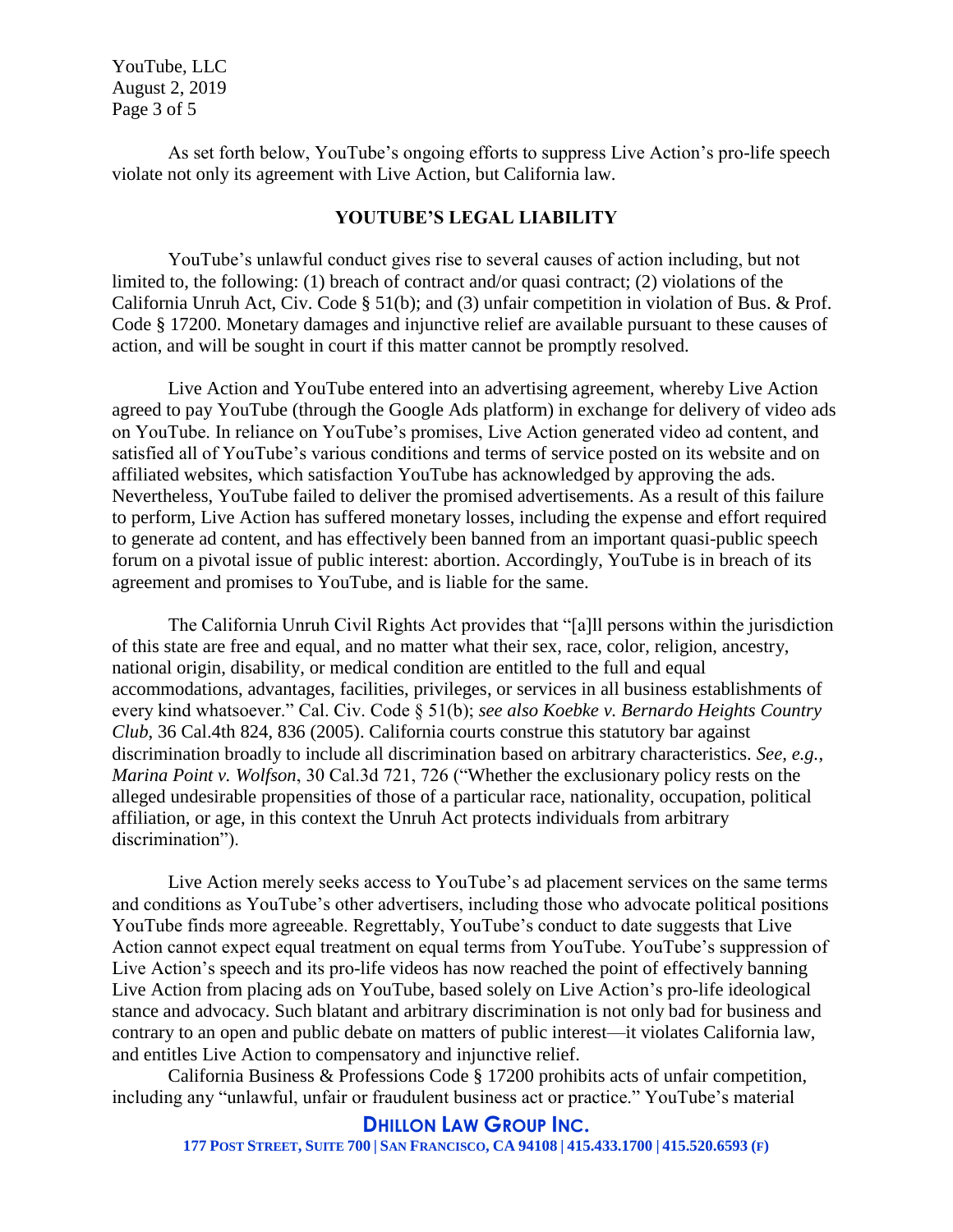As set forth below, YouTube's ongoing efforts to suppress Live Action's pro-life speech violate not only its agreement with Live Action, but California law.

**YOUTUBE'S LEGAL LIABILITY**

YouTube's unlawful conduct gives rise to several causes of action including, but not limited to, the following: (1) breach of contract and/or quasi contract; (2) violations of the California Unruh Act, Civ. Code § 51(b); and (3) unfair competition in violation of Bus. & Prof. Code § 17200. Monetary damages and injunctive relief are available pursuant to these causes of action, and will be sought in court if this matter cannot be promptly resolved.

Live Action and YouTube entered into an advertising agreement, whereby Live Action agreed to pay YouTube (through the Google Ads platform) in exchange for delivery of video ads on YouTube. In reliance on YouTube's promises, Live Action generated video ad content, and satisfied all of YouTube's various conditions and terms of service posted on its website and on affiliated websites, which satisfaction YouTube has acknowledged by approving the ads. Nevertheless, YouTube failed to deliver the promised advertisements. As a result of this failure to perform, Live Action has suffered monetary losses, including the expense and effort required to generate ad content, and has effectively been banned from an important quasi-public speech forum on a pivotal issue of public interest: abortion. Accordingly, YouTube is in breach of its agreement and promises to YouTube, and is liable for the same.

The California Unruh Civil Rights Act provides that "[a]ll persons within the jurisdiction of this state are free and equal, and no matter what their sex, race, color, religion, ancestry, national origin, disability, or medical condition are entitled to the full and equal accommodations, advantages, facilities, privileges, or services in all business establishments of every kind whatsoever." Cal. Civ. Code § 51(b); *see also Koebke v. Bernardo Heights Country Club*, 36 Cal.4th 824, 836 (2005). California courts construe this statutory bar against discrimination broadly to include all discrimination based on arbitrary characteristics. *See, e.g., Marina Point v. Wolfson*, 30 Cal.3d 721, 726 ("Whether the exclusionary policy rests on the alleged undesirable propensities of those of a particular race, nationality, occupation, political affiliation, or age, in this context the Unruh Act protects individuals from arbitrary discrimination").

Live Action merely seeks access to YouTube's ad placement services on the same terms and conditions as YouTube's other advertisers, including those who advocate political positions YouTube finds more agreeable. Regrettably, YouTube's conduct to date suggests that Live Action cannot expect equal treatment on equal terms from YouTube. YouTube's suppression of Live Action's speech and its pro-life videos has now reached the point of effectively banning Live Action from placing ads on YouTube, based solely on Live Action's pro-life ideological stance and advocacy. Such blatant and arbitrary discrimination is not only bad for business and contrary to an open and public debate on matters of public interest—it violates California law, and entitles Live Action to compensatory and injunctive relief.

California Business & Professions Code § 17200 prohibits acts of unfair competition, including any "unlawful, unfair or fraudulent business act or practice." YouTube's material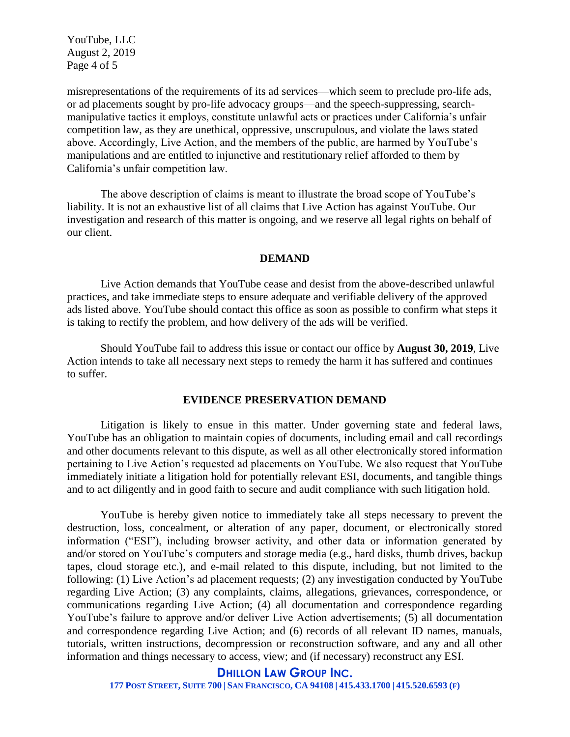misrepresentations of the requirements of its ad services—which seem to preclude pro-life ads, or ad placements sought by pro-life advocacy groups—and the speech-suppressing, search-manipulative tactics it employs, constitute unlawful acts or practices under California's unfair competition law, as they are unethical, oppressive, unscrupulous, and violate the laws stated above. Accordingly, Live Action, and the members of the public, are harmed by YouTube's manipulations and are entitled to injunctive and restitutionary relief afforded to them by California's unfair competition law.

The above description of claims is meant to illustrate the broad scope of YouTube's liability. It is not an exhaustive list of all claims that Live Action has against YouTube. Our investigation and research of this matter is ongoing, and we reserve all legal rights on behalf of our client.

## DEMAND

Live Action demands that YouTube cease and desist from the above-described unlawful practices, and take immediate steps to ensure adequate and verifiable delivery of the approved ads listed above. YouTube should contact this office as soon as possible to confirm what steps it is taking to rectify the problem, and how delivery of the ads will be verified.

Should YouTube fail to address this issue or contact our office by **August 30, 2019**, Live Action intends to take all necessary next steps to remedy the harm it has suffered and continues to suffer.

## EVIDENCE PRESERVATION DEMAND

Litigation is likely to ensue in this matter. Under governing state and federal laws, YouTube has an obligation to maintain copies of documents, including email and call recordings and other documents relevant to this dispute, as well as all other electronically stored information pertaining to Live Action's requested ad placements on YouTube. We also request that YouTube immediately initiate a litigation hold for potentially relevant ESI, documents, and tangible things and to act diligently and in good faith to secure and audit compliance with such litigation hold.

YouTube is hereby given notice to immediately take all steps necessary to prevent the destruction, loss, concealment, or alteration of any paper, document, or electronically stored information ("ESI"), including browser activity, and other data or information generated by and/or stored on YouTube's computers and storage media (e.g., hard disks, thumb drives, backup tapes, cloud storage etc.), and e-mail related to this dispute, including, but not limited to the following: (1) Live Action's ad placement requests; (2) any investigation conducted by YouTube regarding Live Action; (3) any complaints, claims, allegations, grievances, correspondence, or communications regarding Live Action; (4) all documentation and correspondence regarding YouTube's failure to approve and/or deliver Live Action advertisements; (5) all documentation and correspondence regarding Live Action; and (6) records of all relevant ID names, manuals, tutorials, written instructions, decompression or reconstruction software, and any and all other information and things necessary to access, view; and (if necessary) reconstruct any ESI.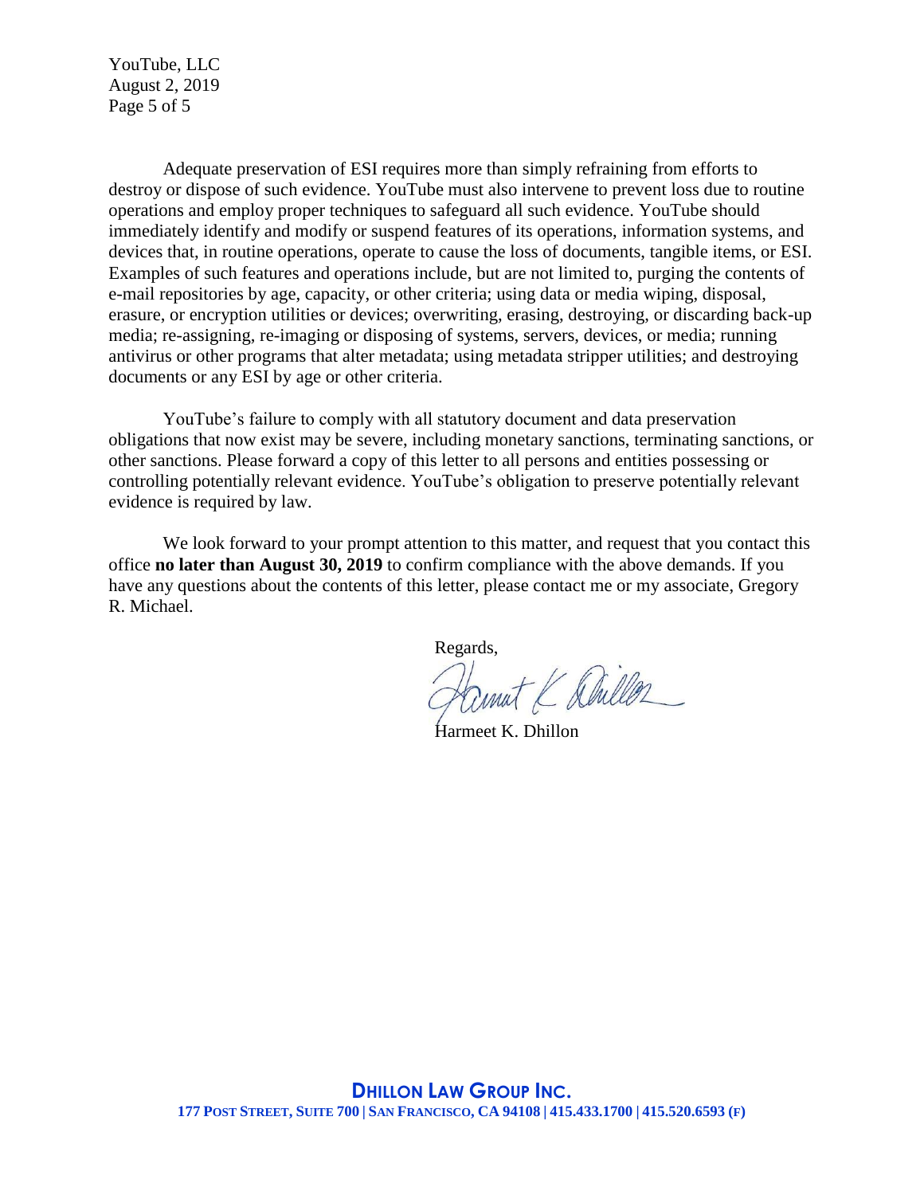Adequate preservation of ESI requires more than simply refraining from efforts to destroy or dispose of such evidence. YouTube must also intervene to prevent loss due to routine operations and employ proper techniques to safeguard all such evidence. YouTube should immediately identify and modify or suspend features of its operations, information systems, and devices that, in routine operations, operate to cause the loss of documents, tangible items, or ESI. Examples of such features and operations include, but are not limited to, purging the contents of e-mail repositories by age, capacity, or other criteria; using data or media wiping, disposal, erasure, or encryption utilities or devices; overwriting, erasing, destroying, or discarding back-up media; re-assigning, re-imaging or disposing of systems, servers, devices, or media; running antivirus or other programs that alter metadata; using metadata stripper utilities; and destroying documents or any ESI by age or other criteria.

YouTube's failure to comply with all statutory document and data preservation obligations that now exist may be severe, including monetary sanctions, terminating sanctions, or other sanctions. Please forward a copy of this letter to all persons and entities possessing or controlling potentially relevant evidence. YouTube's obligation to preserve potentially relevant evidence is required by law.

We look forward to your prompt attention to this matter, and request that you contact this office **no later than August 30, 2019** to confirm compliance with the above demands. If you have any questions about the contents of this letter, please contact me or my associate, Gregory R. Michael.

Regards,

Harmeet K. Dhillon